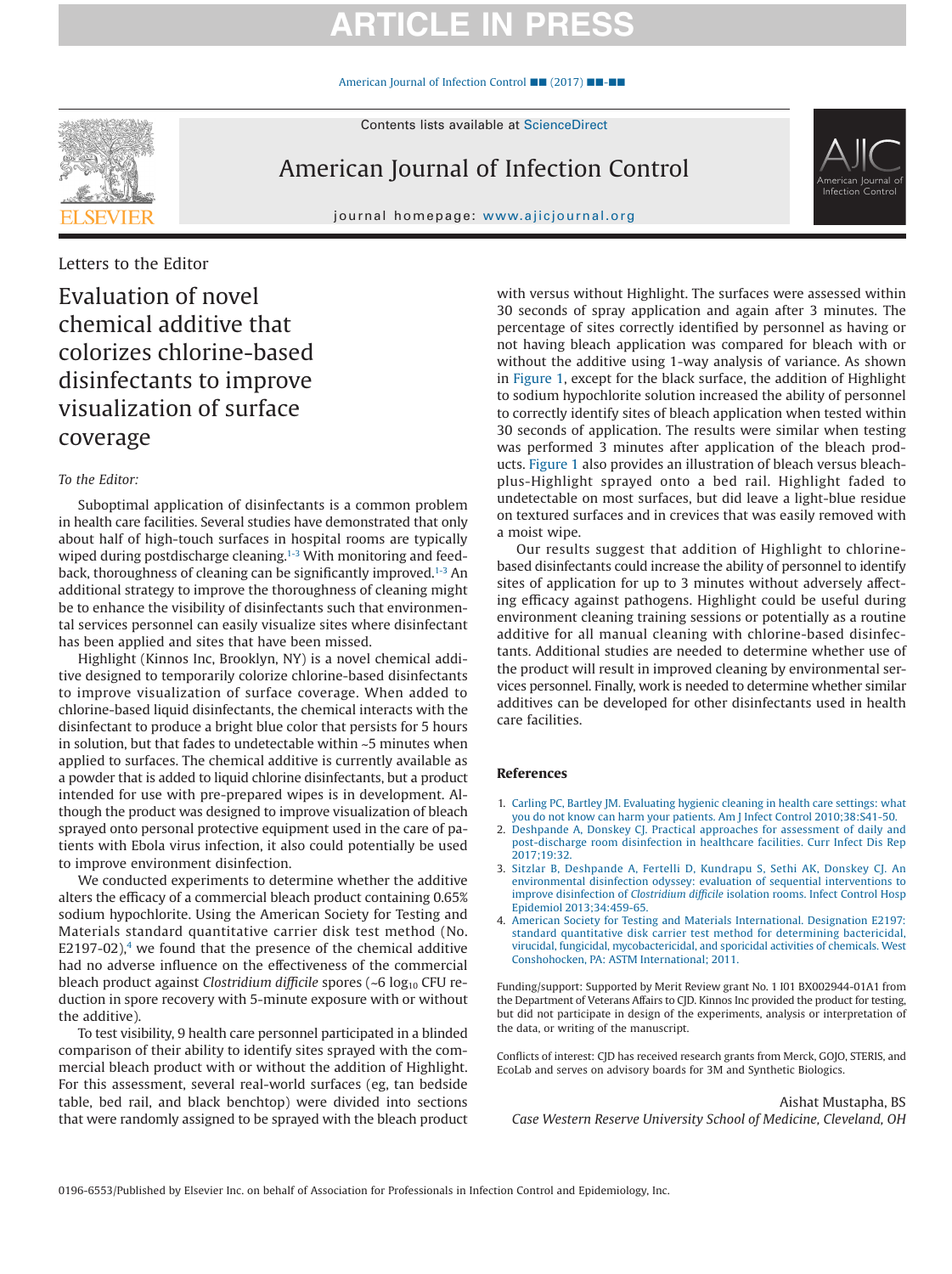Letters to the Editor

# Evaluation of novel chemical additive that colorizes chlorine-based disinfectants to improve visualization of surface coverage

*To the Editor:*

Suboptimal application of disinfectants is a common problem in health care facilities. Several studies have demonstrated that only about half of high-touch surfaces in hospital rooms are typically wiped during postdischarge cleaning.[1-3] With monitoring and feedback, thoroughness of cleaning can be significantly improved.[1-3] An additional strategy to improve the thoroughness of cleaning might be to enhance the visibility of disinfectants such that environmental services personnel can easily visualize sites where disinfectant has been applied and sites that have been missed.

Highlight (Kinnos Inc, Brooklyn, NY) is a novel chemical additive designed to temporarily colorize chlorine-based disinfectants to improve visualization of surface coverage. When added to chlorine-based liquid disinfectants, the chemical interacts with the disinfectant to produce a bright blue color that persists for 5 hours in solution, but that fades to undetectable within ~5 minutes when applied to surfaces. The chemical additive is currently available as a powder that is added to liquid chlorine disinfectants, but a product intended for use with pre-prepared wipes is in development. Although the product was designed to improve visualization of bleach sprayed onto personal protective equipment used in the care of patients with Ebola virus infection, it also could potentially be used to improve environment disinfection.

We conducted experiments to determine whether the additive alters the efficacy of a commercial bleach product containing 0.65% sodium hypochlorite. Using the American Society for Testing and Materials standard quantitative carrier disk test method (No. E2197-02),[4] we found that the presence of the chemical additive had no adverse influence on the effectiveness of the commercial bleach product against *Clostridium difficile* spores (~6 $\log_{10}$ CFU reduction in spore recovery with 5-minute exposure with or without the additive).

To test visibility, 9 health care personnel participated in a blinded comparison of their ability to identify sites sprayed with the commercial bleach product with or without the addition of Highlight. For this assessment, several real-world surfaces (eg, tan bedside table, bed rail, and black benchtop) were divided into sections that were randomly assigned to be sprayed with the bleach product with versus without Highlight. The surfaces were assessed within 30 seconds of spray application and again after 3 minutes. The percentage of sites correctly identified by personnel as having or not having bleach application was compared for bleach with or without the additive using 1-way analysis of variance. As shown in Figure 1, except for the black surface, the addition of Highlight to sodium hypochlorite solution increased the ability of personnel to correctly identify sites of bleach application when tested within 30 seconds of application. The results were similar when testing was performed 3 minutes after application of the bleach products. Figure 1 also provides an illustration of bleach versus bleach-plus-Highlight sprayed onto a bed rail. Highlight faded to undetectable on most surfaces, but did leave a light-blue residue on textured surfaces and in crevices that was easily removed with a moist wipe.

Our results suggest that addition of Highlight to chlorine-based disinfectants could increase the ability of personnel to identify sites of application for up to 3 minutes without adversely affecting efficacy against pathogens. Highlight could be useful during environment cleaning training sessions or potentially as a routine additive for all manual cleaning with chlorine-based disinfectants. Additional studies are needed to determine whether use of the product will result in improved cleaning by environmental services personnel. Finally, work is needed to determine whether similar additives can be developed for other disinfectants used in health care facilities.

## References

1. Carling PC, Bartley JM. Evaluating hygienic cleaning in health care settings: what you do not know can harm your patients. Am J Infect Control 2010;38:S41-50.
2. Deshpande A, Donskey CJ. Practical approaches for assessment of daily and post-discharge room disinfection in healthcare facilities. Curr Infect Dis Rep 2017;19:32.
3. Sitzlar B, Deshpande A, Fertelli D, Kundrapu S, Sethi AK, Donskey CJ. An environmental disinfection odyssey: evaluation of sequential interventions to improve disinfection of *Clostridium difficile* isolation rooms. Infect Control Hosp Epidemiol 2013;34:459-65.
4. American Society for Testing and Materials International. Designation E2197: standard quantitative disk carrier test method for determining bactericidal, virucidal, fungicidal, mycobactericidal, and sporicidal activities of chemicals. West Conshohocken, PA: ASTM International; 2011.

Funding/support: Supported by Merit Review grant No. 1 I01 BX002944-01A1 from the Department of Veterans Affairs to CJD. Kinnos Inc provided the product for testing, but did not participate in design of the experiments, analysis or interpretation of the data, or writing of the manuscript.

Conflicts of interest: CJD has received research grants from Merck, GOJO, STERIS, and EcoLab and serves on advisory boards for 3M and Synthetic Biologics.

Aishat Mustapha, BS
*Case Western Reserve University School of Medicine, Cleveland, OH*

0196-6553/Published by Elsevier Inc. on behalf of Association for Professionals in Infection Control and Epidemiology, Inc.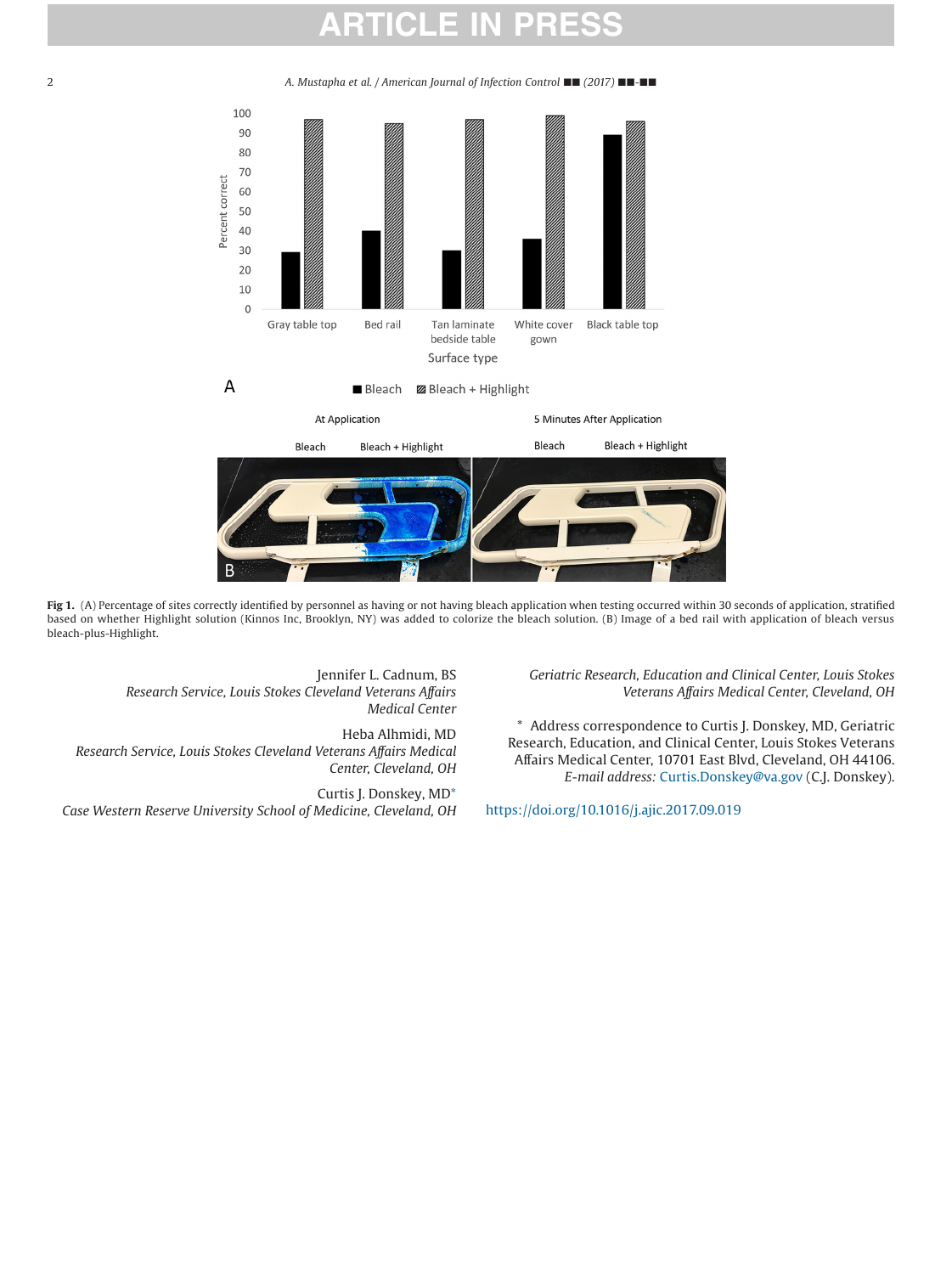100
90
80
70
60
50
40
30
20
10
0

Percent correct

Gray table top
Bed rail
Tan laminate bedside table
White cover gown
Black table top

Surface type

A

■ Bleach ▨ Bleach + Highlight

At Application

5 Minutes After Application

Bleach
Bleach + Highlight
Bleach
Bleach + Highlight

B

**Fig 1.** (A) Percentage of sites correctly identified by personnel as having or not having bleach application when testing occurred within 30 seconds of application, stratified based on whether Highlight solution (Kinnos Inc, Brooklyn, NY) was added to colorize the bleach solution. (B) Image of a bed rail with application of bleach versus bleach-plus-Highlight.

Jennifer L. Cadnum, BS
*Research Service, Louis Stokes Cleveland Veterans Affairs Medical Center*

Heba Alhmidi, MD
*Research Service, Louis Stokes Cleveland Veterans Affairs Medical Center, Cleveland, OH*

Curtis J. Donskey, MD*
*Case Western Reserve University School of Medicine, Cleveland, OH*
*Geriatric Research, Education and Clinical Center, Louis Stokes Veterans Affairs Medical Center, Cleveland, OH*

* Address correspondence to Curtis J. Donskey, MD, Geriatric Research, Education, and Clinical Center, Louis Stokes Veterans Affairs Medical Center, 10701 East Blvd, Cleveland, OH 44106.
*E-mail address:* Curtis.Donskey@va.gov (C.J. Donskey).

https://doi.org/10.1016/j.ajic.2017.09.019